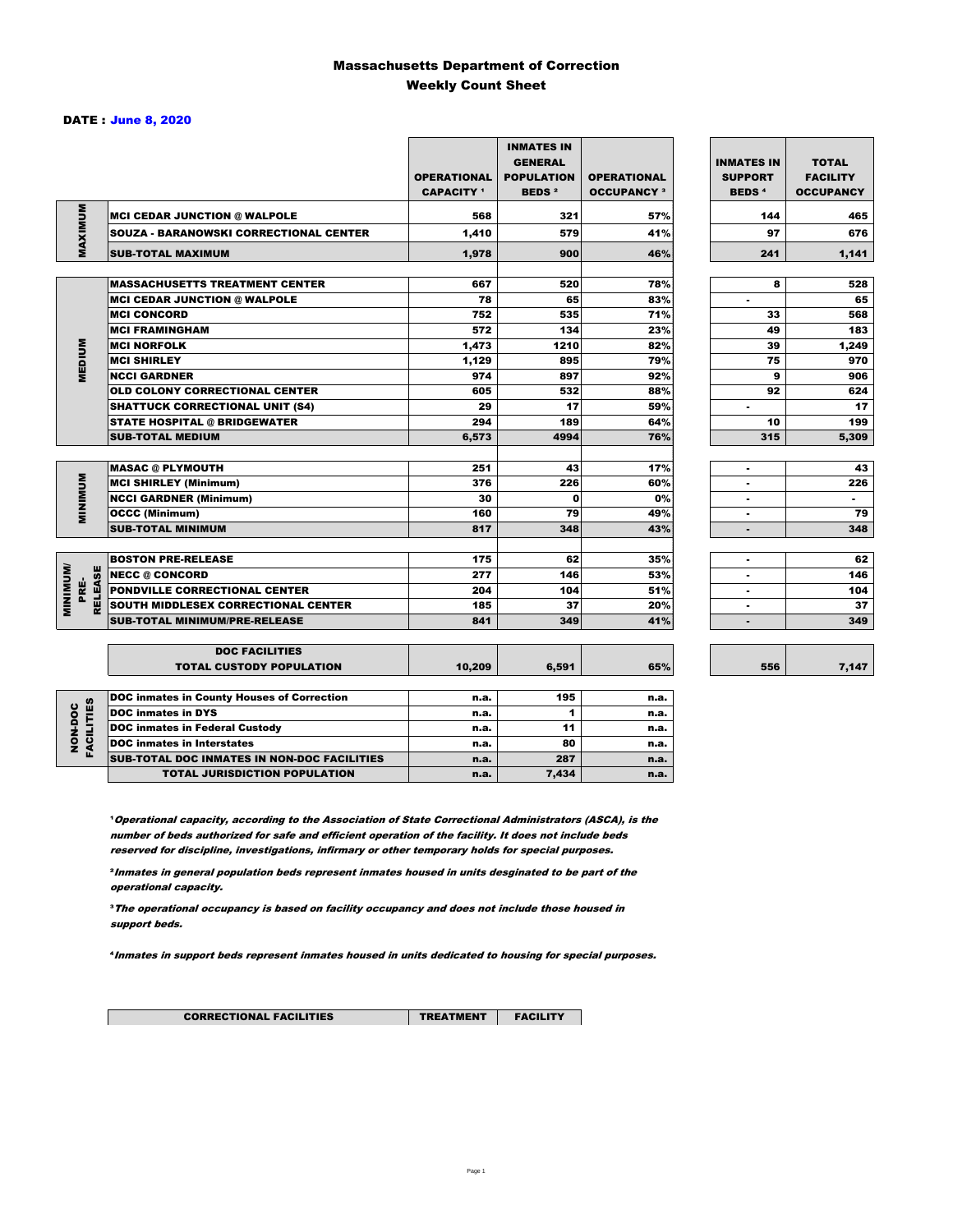# Massachusetts Department of Correction
## Weekly Count Sheet

**DATE : June 8, 2020**

| | | OPERATIONAL CAPACITY [1] | INMATES IN GENERAL POPULATION BEDS [2] | OPERATIONAL OCCUPANCY [3] | INMATES IN SUPPORT BEDS [4] | TOTAL FACILITY OCCUPANCY |
|---|---|---|---|---|---|---|
| MAXIMUM | MCI CEDAR JUNCTION @ WALPOLE | 568 | 321 | 57% | 144 | 465 |
| | SOUZA - BARANOWSKI CORRECTIONAL CENTER | 1,410 | 579 | 41% | 97 | 676 |
| | SUB-TOTAL MAXIMUM | 1,978 | 900 | 46% | 241 | 1,141 |
| MEDIUM | MASSACHUSETTS TREATMENT CENTER | 667 | 520 | 78% | 8 | 528 |
| | MCI CEDAR JUNCTION @ WALPOLE | 78 | 65 | 83% | - | 65 |
| | MCI CONCORD | 752 | 535 | 71% | 33 | 568 |
| | MCI FRAMINGHAM | 572 | 134 | 23% | 49 | 183 |
| | MCI NORFOLK | 1,473 | 1210 | 82% | 39 | 1,249 |
| | MCI SHIRLEY | 1,129 | 895 | 79% | 75 | 970 |
| | NCCI GARDNER | 974 | 897 | 92% | 9 | 906 |
| | OLD COLONY CORRECTIONAL CENTER | 605 | 532 | 88% | 92 | 624 |
| | SHATTUCK CORRECTIONAL UNIT (S4) | 29 | 17 | 59% | - | 17 |
| | STATE HOSPITAL @ BRIDGEWATER | 294 | 189 | 64% | 10 | 199 |
| | SUB-TOTAL MEDIUM | 6,573 | 4994 | 76% | 315 | 5,309 |
| MINIMUM | MASAC @ PLYMOUTH | 251 | 43 | 17% | - | 43 |
| | MCI SHIRLEY (Minimum) | 376 | 226 | 60% | - | 226 |
| | NCCI GARDNER (Minimum) | 30 | 0 | 0% | - | - |
| | OCCC (Minimum) | 160 | 79 | 49% | - | 79 |
| | SUB-TOTAL MINIMUM | 817 | 348 | 43% | - | 348 |
| MINIMUM/ PRE-RELEASE | BOSTON PRE-RELEASE | 175 | 62 | 35% | - | 62 |
| | NECC @ CONCORD | 277 | 146 | 53% | - | 146 |
| | PONDVILLE CORRECTIONAL CENTER | 204 | 104 | 51% | - | 104 |
| | SOUTH MIDDLESEX CORRECTIONAL CENTER | 185 | 37 | 20% | - | 37 |
| | SUB-TOTAL MINIMUM/PRE-RELEASE | 841 | 349 | 41% | - | 349 |
| | DOC FACILITIES TOTAL CUSTODY POPULATION | 10,209 | 6,591 | 65% | 556 | 7,147 |
| NON-DOC FACILITIES | DOC inmates in County Houses of Correction | n.a. | 195 | n.a. | | |
| | DOC inmates in DYS | n.a. | 1 | n.a. | | |
| | DOC inmates in Federal Custody | n.a. | 11 | n.a. | | |
| | DOC inmates in Interstates | n.a. | 80 | n.a. | | |
| | SUB-TOTAL DOC INMATES IN NON-DOC FACILITIES | n.a. | 287 | n.a. | | |
| | TOTAL JURISDICTION POPULATION | n.a. | 7,434 | n.a. | | |

[1] *Operational capacity, according to the Association of State Correctional Administrators (ASCA), is the number of beds authorized for safe and efficient operation of the facility. It does not include beds reserved for discipline, investigations, infirmary or other temporary holds for special purposes.*

[2] *Inmates in general population beds represent inmates housed in units desginated to be part of the operational capacity.*

[3] *The operational occupancy is based on facility occupancy and does not include those housed in support beds.*

[4] *Inmates in support beds represent inmates housed in units dedicated to housing for special purposes.*

| CORRECTIONAL FACILITIES | TREATMENT | FACILITY |
|---|---|---|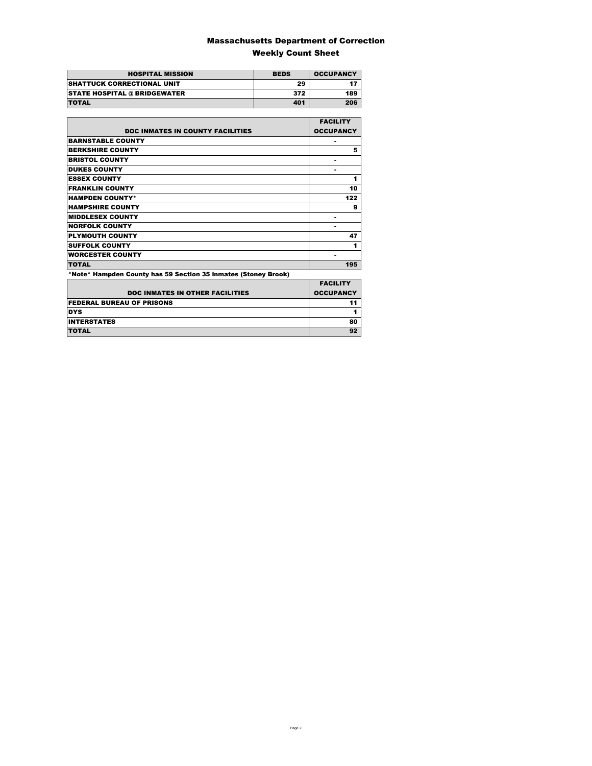# Massachusetts Department of Correction

## Weekly Count Sheet

| HOSPITAL MISSION | BEDS | OCCUPANCY |
|---|---|---|
| SHATTUCK CORRECTIONAL UNIT | 29 | 17 |
| STATE HOSPITAL @ BRIDGEWATER | 372 | 189 |
| TOTAL | 401 | 206 |

| DOC INMATES IN COUNTY FACILITIES | FACILITY OCCUPANCY |
|---|---|
| BARNSTABLE COUNTY | - |
| BERKSHIRE COUNTY | 5 |
| BRISTOL COUNTY | - |
| DUKES COUNTY | - |
| ESSEX COUNTY | 1 |
| FRANKLIN COUNTY | 10 |
| HAMPDEN COUNTY* | 122 |
| HAMPSHIRE COUNTY | 9 |
| MIDDLESEX COUNTY | - |
| NORFOLK COUNTY | - |
| PLYMOUTH COUNTY | 47 |
| SUFFOLK COUNTY | 1 |
| WORCESTER COUNTY | - |
| TOTAL | 195 |

*Note* Hampden County has 59 Section 35 inmates (Stoney Brook)

| DOC INMATES IN OTHER FACILITIES | FACILITY OCCUPANCY |
|---|---|
| FEDERAL BUREAU OF PRISONS | 11 |
| DYS | 1 |
| INTERSTATES | 80 |
| TOTAL | 92 |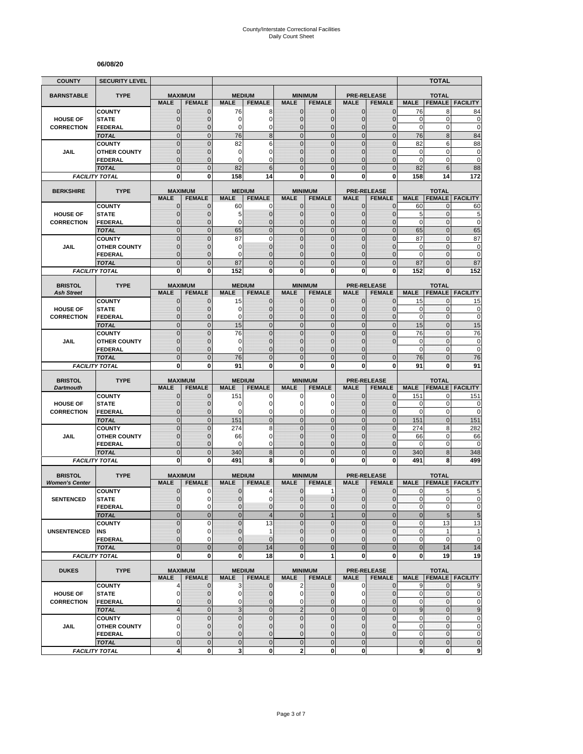# County/Interstate Correctional Facilities
Daily Count Sheet

**06/08/20**

| COUNTY | SECURITY LEVEL | | | | | | | | | TOTAL | | |
|---|---|---|---|---|---|---|---|---|---|---|---|---|
| **BARNSTABLE** | **TYPE** | **MAXIMUM** | | **MEDIUM** | | **MINIMUM** | | **PRE-RELEASE** | | **TOTAL** | | |
| | | **MALE** | **FEMALE** | **MALE** | **FEMALE** | **MALE** | **FEMALE** | **MALE** | **FEMALE** | **MALE** | **FEMALE** | **FACILITY** |
| **HOUSE OF CORRECTION** | COUNTY | 0 | 0 | 76 | 8 | 0 | 0 | 0 | 0 | 76 | 8 | 84 |
| | STATE | 0 | 0 | 0 | 0 | 0 | 0 | 0 | 0 | 0 | 0 | 0 |
| | FEDERAL | 0 | 0 | 0 | 0 | 0 | 0 | 0 | 0 | 0 | 0 | 0 |
| | *TOTAL* | 0 | 0 | 76 | 8 | 0 | 0 | 0 | 0 | 76 | 8 | 84 |
| **JAIL** | COUNTY | 0 | 0 | 82 | 6 | 0 | 0 | 0 | 0 | 82 | 6 | 88 |
| | OTHER COUNTY | 0 | 0 | 0 | 0 | 0 | 0 | 0 | 0 | 0 | 0 | 0 |
| | FEDERAL | 0 | 0 | 0 | 0 | 0 | 0 | 0 | 0 | 0 | 0 | 0 |
| | *TOTAL* | 0 | 0 | 82 | 6 | 0 | 0 | 0 | 0 | 82 | 6 | 88 |
| *FACILITY TOTAL* | | 0 | 0 | 158 | 14 | 0 | 0 | 0 | 0 | 158 | 14 | 172 |
| **BERKSHIRE** | **TYPE** | **MAXIMUM** | | **MEDIUM** | | **MINIMUM** | | **PRE-RELEASE** | | **TOTAL** | | |
| | | **MALE** | **FEMALE** | **MALE** | **FEMALE** | **MALE** | **FEMALE** | **MALE** | **FEMALE** | **MALE** | **FEMALE** | **FACILITY** |
| **HOUSE OF CORRECTION** | COUNTY | 0 | 0 | 60 | 0 | 0 | 0 | 0 | 0 | 60 | 0 | 60 |
| | STATE | 0 | 0 | 5 | 0 | 0 | 0 | 0 | 0 | 5 | 0 | 5 |
| | FEDERAL | 0 | 0 | 0 | 0 | 0 | 0 | 0 | 0 | 0 | 0 | 0 |
| | *TOTAL* | 0 | 0 | 65 | 0 | 0 | 0 | 0 | 0 | 65 | 0 | 65 |
| **JAIL** | COUNTY | 0 | 0 | 87 | 0 | 0 | 0 | 0 | 0 | 87 | 0 | 87 |
| | OTHER COUNTY | 0 | 0 | 0 | 0 | 0 | 0 | 0 | 0 | 0 | 0 | 0 |
| | FEDERAL | 0 | 0 | 0 | 0 | 0 | 0 | 0 | 0 | 0 | 0 | 0 |
| | *TOTAL* | 0 | 0 | 87 | 0 | 0 | 0 | 0 | 0 | 87 | 0 | 87 |
| *FACILITY TOTAL* | | 0 | 0 | 152 | 0 | 0 | 0 | 0 | 0 | 152 | 0 | 152 |
| **BRISTOL** *Ash Street* | **TYPE** | **MAXIMUM** | | **MEDIUM** | | **MINIMUM** | | **PRE-RELEASE** | | **TOTAL** | | |
| | | **MALE** | **FEMALE** | **MALE** | **FEMALE** | **MALE** | **FEMALE** | **MALE** | **FEMALE** | **MALE** | **FEMALE** | **FACILITY** |
| **HOUSE OF CORRECTION** | COUNTY | 0 | 0 | 15 | 0 | 0 | 0 | 0 | 0 | 15 | 0 | 15 |
| | STATE | 0 | 0 | 0 | 0 | 0 | 0 | 0 | 0 | 0 | 0 | 0 |
| | FEDERAL | 0 | 0 | 0 | 0 | 0 | 0 | 0 | 0 | 0 | 0 | 0 |
| | *TOTAL* | 0 | 0 | 15 | 0 | 0 | 0 | 0 | 0 | 15 | 0 | 15 |
| **JAIL** | COUNTY | 0 | 0 | 76 | 0 | 0 | 0 | 0 | 0 | 76 | 0 | 76 |
| | OTHER COUNTY | 0 | 0 | 0 | 0 | 0 | 0 | 0 | 0 | 0 | 0 | 0 |
| | FEDERAL | 0 | 0 | 0 | 0 | 0 | 0 | 0 | | 0 | 0 | 0 |
| | *TOTAL* | 0 | 0 | 76 | 0 | 0 | 0 | 0 | 0 | 76 | 0 | 76 |
| *FACILITY TOTAL* | | 0 | 0 | 91 | 0 | 0 | 0 | 0 | 0 | 91 | 0 | 91 |
| **BRISTOL** *Dartmouth* | **TYPE** | **MAXIMUM** | | **MEDIUM** | | **MINIMUM** | | **PRE-RELEASE** | | **TOTAL** | | |
| | | **MALE** | **FEMALE** | **MALE** | **FEMALE** | **MALE** | **FEMALE** | **MALE** | **FEMALE** | **MALE** | **FEMALE** | **FACILITY** |
| **HOUSE OF CORRECTION** | COUNTY | 0 | 0 | 151 | 0 | 0 | 0 | 0 | 0 | 151 | 0 | 151 |
| | STATE | 0 | 0 | 0 | 0 | 0 | 0 | 0 | 0 | 0 | 0 | 0 |
| | FEDERAL | 0 | 0 | 0 | 0 | 0 | 0 | 0 | 0 | 0 | 0 | 0 |
| | *TOTAL* | 0 | 0 | 151 | 0 | 0 | 0 | 0 | 0 | 151 | 0 | 151 |
| **JAIL** | COUNTY | 0 | 0 | 274 | 8 | 0 | 0 | 0 | 0 | 274 | 8 | 282 |
| | OTHER COUNTY | 0 | 0 | 66 | 0 | 0 | 0 | 0 | 0 | 66 | 0 | 66 |
| | FEDERAL | 0 | 0 | 0 | 0 | 0 | 0 | 0 | 0 | 0 | 0 | 0 |
| | *TOTAL* | 0 | 0 | 340 | 8 | 0 | 0 | 0 | 0 | 340 | 8 | 348 |
| *FACILITY TOTAL* | | 0 | 0 | 491 | 8 | 0 | 0 | 0 | 0 | 491 | 8 | 499 |
| **BRISTOL** *Women's Center* | **TYPE** | **MAXIMUM** | | **MEDIUM** | | **MINIMUM** | | **PRE-RELEASE** | | **TOTAL** | | |
| | | **MALE** | **FEMALE** | **MALE** | **FEMALE** | **MALE** | **FEMALE** | **MALE** | **FEMALE** | **MALE** | **FEMALE** | **FACILITY** |
| **SENTENCED** | COUNTY | 0 | 0 | 0 | 4 | 0 | 1 | 0 | 0 | 0 | 5 | 5 |
| | STATE | 0 | 0 | 0 | 0 | 0 | 0 | 0 | 0 | 0 | 0 | 0 |
| | FEDERAL | 0 | 0 | 0 | 0 | 0 | 0 | 0 | 0 | 0 | 0 | 0 |
| | *TOTAL* | 0 | 0 | 0 | 4 | 0 | 1 | 0 | 0 | 0 | 5 | 5 |
| **UNSENTENCED** | COUNTY | 0 | 0 | 0 | 13 | 0 | 0 | 0 | 0 | 0 | 13 | 13 |
| | INS | 0 | 0 | 0 | 1 | 0 | 0 | 0 | 0 | 0 | 1 | 1 |
| | FEDERAL | 0 | 0 | 0 | 0 | 0 | 0 | 0 | 0 | 0 | 0 | 0 |
| | *TOTAL* | 0 | 0 | 0 | 14 | 0 | 0 | 0 | 0 | 0 | 14 | 14 |
| *FACILITY TOTAL* | | 0 | 0 | 0 | 18 | 0 | 1 | 0 | 0 | 0 | 19 | 19 |
| **DUKES** | **TYPE** | **MAXIMUM** | | **MEDIUM** | | **MINIMUM** | | **PRE-RELEASE** | | **TOTAL** | | |
| | | **MALE** | **FEMALE** | **MALE** | **FEMALE** | **MALE** | **FEMALE** | **MALE** | **FEMALE** | **MALE** | **FEMALE** | **FACILITY** |
| **HOUSE OF CORRECTION** | COUNTY | 4 | 0 | 3 | 0 | 2 | 0 | 0 | 0 | 9 | 0 | 9 |
| | STATE | 0 | 0 | 0 | 0 | 0 | 0 | 0 | 0 | 0 | 0 | 0 |
| | FEDERAL | 0 | 0 | 0 | 0 | 0 | 0 | 0 | 0 | 0 | 0 | 0 |
| | *TOTAL* | 4 | 0 | 3 | 0 | 2 | 0 | 0 | 0 | 9 | 0 | 9 |
| **JAIL** | COUNTY | 0 | 0 | 0 | 0 | 0 | 0 | 0 | 0 | 0 | 0 | 0 |
| | OTHER COUNTY | 0 | 0 | 0 | 0 | 0 | 0 | 0 | 0 | 0 | 0 | 0 |
| | FEDERAL | 0 | 0 | 0 | 0 | 0 | 0 | 0 | 0 | 0 | 0 | 0 |
| | *TOTAL* | 0 | 0 | 0 | 0 | 0 | 0 | 0 | | 0 | 0 | 0 |
| *FACILITY TOTAL* | | 4 | 0 | 3 | 0 | 2 | 0 | 0 | | 9 | 0 | 9 |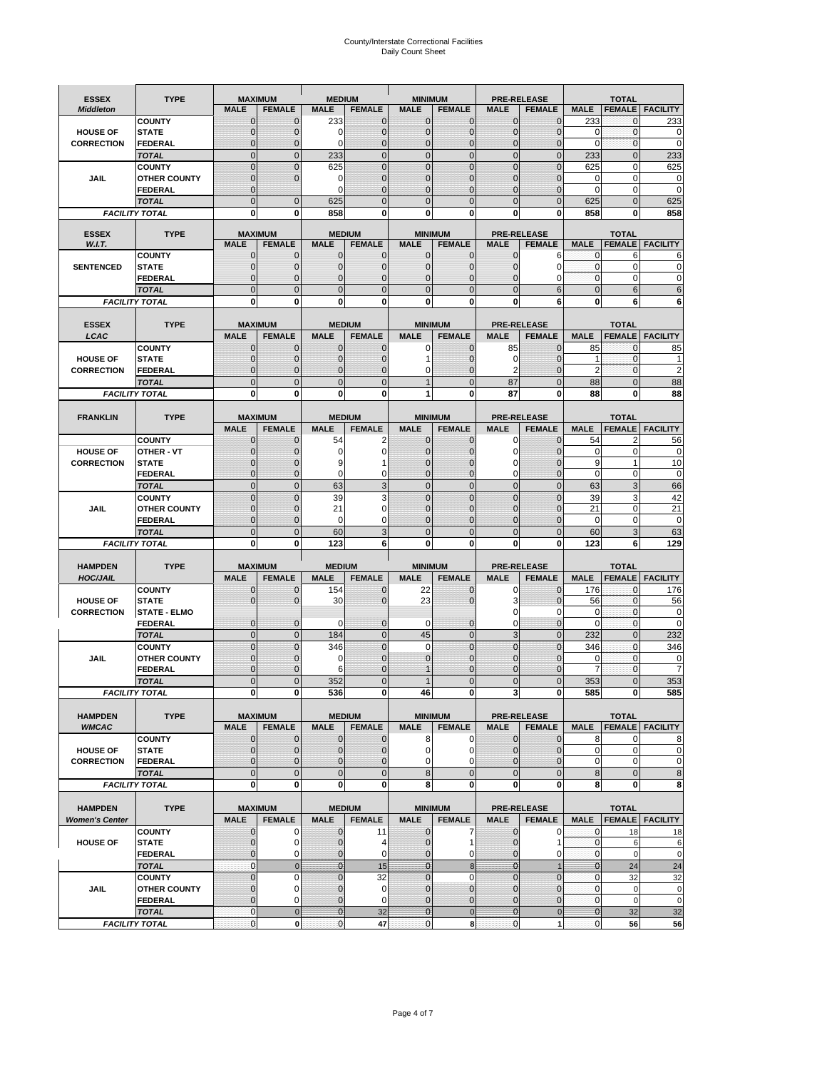# County/Interstate Correctional Facilities
## Daily Count Sheet

| ESSEX *Middleton* | TYPE | MAXIMUM | | MEDIUM | | MINIMUM | | PRE-RELEASE | | TOTAL | | |
|---|---|---|---|---|---|---|---|---|---|---|---|---|
| | | MALE | FEMALE | MALE | FEMALE | MALE | FEMALE | MALE | FEMALE | MALE | FEMALE | FACILITY |
| | COUNTY | 0 | 0 | 233 | 0 | 0 | 0 | 0 | 0 | 233 | 0 | 233 |
| HOUSE OF | STATE | 0 | 0 | 0 | 0 | 0 | 0 | 0 | 0 | 0 | 0 | 0 |
| CORRECTION | FEDERAL | 0 | 0 | 0 | 0 | 0 | 0 | 0 | 0 | 0 | 0 | 0 |
| | TOTAL | 0 | 0 | 233 | 0 | 0 | 0 | 0 | 0 | 233 | 0 | 233 |
| | COUNTY | 0 | 0 | 625 | 0 | 0 | 0 | 0 | 0 | 625 | 0 | 625 |
| JAIL | OTHER COUNTY | 0 | 0 | 0 | 0 | 0 | 0 | 0 | 0 | 0 | 0 | 0 |
| | FEDERAL | 0 | | 0 | 0 | 0 | 0 | 0 | 0 | 0 | 0 | 0 |
| | TOTAL | 0 | 0 | 625 | 0 | 0 | 0 | 0 | 0 | 625 | 0 | 625 |
| FACILITY TOTAL | | 0 | 0 | 858 | 0 | 0 | 0 | 0 | 0 | 858 | 0 | 858 |

| ESSEX *W.I.T.* | TYPE | MAXIMUM | | MEDIUM | | MINIMUM | | PRE-RELEASE | | TOTAL | | |
|---|---|---|---|---|---|---|---|---|---|---|---|---|
| | | MALE | FEMALE | MALE | FEMALE | MALE | FEMALE | MALE | FEMALE | MALE | FEMALE | FACILITY |
| | COUNTY | 0 | 0 | 0 | 0 | 0 | 0 | 0 | 6 | 0 | 6 | 6 |
| SENTENCED | STATE | 0 | 0 | 0 | 0 | 0 | 0 | 0 | 0 | 0 | 0 | 0 |
| | FEDERAL | 0 | 0 | 0 | 0 | 0 | 0 | 0 | 0 | 0 | 0 | 0 |
| | TOTAL | 0 | 0 | 0 | 0 | 0 | 0 | 0 | 6 | 0 | 6 | 6 |
| FACILITY TOTAL | | 0 | 0 | 0 | 0 | 0 | 0 | 0 | 6 | 0 | 6 | 6 |

| ESSEX *LCAC* | TYPE | MAXIMUM | | MEDIUM | | MINIMUM | | PRE-RELEASE | | TOTAL | | |
|---|---|---|---|---|---|---|---|---|---|---|---|---|
| | | MALE | FEMALE | MALE | FEMALE | MALE | FEMALE | MALE | FEMALE | MALE | FEMALE | FACILITY |
| | COUNTY | 0 | 0 | 0 | 0 | 0 | 0 | 85 | 0 | 85 | 0 | 85 |
| HOUSE OF | STATE | 0 | 0 | 0 | 0 | 1 | 0 | 0 | 0 | 1 | 0 | 1 |
| CORRECTION | FEDERAL | 0 | 0 | 0 | 0 | 0 | 0 | 2 | 0 | 2 | 0 | 2 |
| | TOTAL | 0 | 0 | 0 | 0 | 1 | 0 | 87 | 0 | 88 | 0 | 88 |
| FACILITY TOTAL | | 0 | 0 | 0 | 0 | 1 | 0 | 87 | 0 | 88 | 0 | 88 |

| FRANKLIN | TYPE | MAXIMUM | | MEDIUM | | MINIMUM | | PRE-RELEASE | | TOTAL | | |
|---|---|---|---|---|---|---|---|---|---|---|---|---|
| | | MALE | FEMALE | MALE | FEMALE | MALE | FEMALE | MALE | FEMALE | MALE | FEMALE | FACILITY |
| | COUNTY | 0 | 0 | 54 | 2 | 0 | 0 | 0 | 0 | 54 | 2 | 56 |
| HOUSE OF | OTHER - VT | 0 | 0 | 0 | 0 | 0 | 0 | 0 | 0 | 0 | 0 | 0 |
| CORRECTION | STATE | 0 | 0 | 9 | 1 | 0 | 0 | 0 | 0 | 9 | 1 | 10 |
| | FEDERAL | 0 | 0 | 0 | 0 | 0 | 0 | 0 | 0 | 0 | 0 | 0 |
| | TOTAL | 0 | 0 | 63 | 3 | 0 | 0 | 0 | 0 | 63 | 3 | 66 |
| | COUNTY | 0 | 0 | 39 | 3 | 0 | 0 | 0 | 0 | 39 | 3 | 42 |
| JAIL | OTHER COUNTY | 0 | 0 | 21 | 0 | 0 | 0 | 0 | 0 | 21 | 0 | 21 |
| | FEDERAL | 0 | 0 | 0 | 0 | 0 | 0 | 0 | 0 | 0 | 0 | 0 |
| | TOTAL | 0 | 0 | 60 | 3 | 0 | 0 | 0 | 0 | 60 | 3 | 63 |
| FACILITY TOTAL | | 0 | 0 | 123 | 6 | 0 | 0 | 0 | 0 | 123 | 6 | 129 |

| HAMPDEN *HOC/JAIL* | TYPE | MAXIMUM | | MEDIUM | | MINIMUM | | PRE-RELEASE | | TOTAL | | |
|---|---|---|---|---|---|---|---|---|---|---|---|---|
| | | MALE | FEMALE | MALE | FEMALE | MALE | FEMALE | MALE | FEMALE | MALE | FEMALE | FACILITY |
| | COUNTY | 0 | 0 | 154 | 0 | 22 | 0 | 0 | 0 | 176 | 0 | 176 |
| HOUSE OF | STATE | 0 | 0 | 30 | 0 | 23 | 0 | 3 | 0 | 56 | 0 | 56 |
| CORRECTION | STATE - ELMO | | | | | | | 0 | 0 | 0 | 0 | 0 |
| | FEDERAL | 0 | 0 | 0 | 0 | 0 | 0 | 0 | 0 | 0 | 0 | 0 |
| | TOTAL | 0 | 0 | 184 | 0 | 45 | 0 | 3 | 0 | 232 | 0 | 232 |
| | COUNTY | 0 | 0 | 346 | 0 | 0 | 0 | 0 | 0 | 346 | 0 | 346 |
| JAIL | OTHER COUNTY | 0 | 0 | 0 | 0 | 0 | 0 | 0 | 0 | 0 | 0 | 0 |
| | FEDERAL | 0 | 0 | 6 | 0 | 1 | 0 | 0 | 0 | 7 | 0 | 7 |
| | TOTAL | 0 | 0 | 352 | 0 | 1 | 0 | 0 | 0 | 353 | 0 | 353 |
| FACILITY TOTAL | | 0 | 0 | 536 | 0 | 46 | 0 | 3 | 0 | 585 | 0 | 585 |

| HAMPDEN *WMCAC* | TYPE | MAXIMUM | | MEDIUM | | MINIMUM | | PRE-RELEASE | | TOTAL | | |
|---|---|---|---|---|---|---|---|---|---|---|---|---|
| | | MALE | FEMALE | MALE | FEMALE | MALE | FEMALE | MALE | FEMALE | MALE | FEMALE | FACILITY |
| | COUNTY | 0 | 0 | 0 | 0 | 8 | 0 | 0 | 0 | 8 | 0 | 8 |
| HOUSE OF | STATE | 0 | 0 | 0 | 0 | 0 | 0 | 0 | 0 | 0 | 0 | 0 |
| CORRECTION | FEDERAL | 0 | 0 | 0 | 0 | 0 | 0 | 0 | 0 | 0 | 0 | 0 |
| | TOTAL | 0 | 0 | 0 | 0 | 8 | 0 | 0 | 0 | 8 | 0 | 8 |
| FACILITY TOTAL | | 0 | 0 | 0 | 0 | 8 | 0 | 0 | 0 | 8 | 0 | 8 |

| HAMPDEN *Women's Center* | TYPE | MAXIMUM | | MEDIUM | | MINIMUM | | PRE-RELEASE | | TOTAL | | |
|---|---|---|---|---|---|---|---|---|---|---|---|---|
| | | MALE | FEMALE | MALE | FEMALE | MALE | FEMALE | MALE | FEMALE | MALE | FEMALE | FACILITY |
| | COUNTY | 0 | 0 | 0 | 11 | 0 | 7 | 0 | 0 | 0 | 18 | 18 |
| HOUSE OF | STATE | 0 | 0 | 0 | 4 | 0 | 1 | 0 | 1 | 0 | 6 | 6 |
| | FEDERAL | 0 | 0 | 0 | 0 | 0 | 0 | 0 | 0 | 0 | 0 | 0 |
| | TOTAL | 0 | 0 | 0 | 15 | 0 | 8 | 0 | 1 | 0 | 24 | 24 |
| | COUNTY | 0 | 0 | 0 | 32 | 0 | 0 | 0 | 0 | 0 | 32 | 32 |
| JAIL | OTHER COUNTY | 0 | 0 | 0 | 0 | 0 | 0 | 0 | 0 | 0 | 0 | 0 |
| | FEDERAL | 0 | 0 | 0 | 0 | 0 | 0 | 0 | 0 | 0 | 0 | 0 |
| | TOTAL | 0 | 0 | 0 | 32 | 0 | 0 | 0 | 0 | 0 | 32 | 32 |
| FACILITY TOTAL | | 0 | 0 | 0 | 47 | 0 | 8 | 0 | 1 | 0 | 56 | 56 |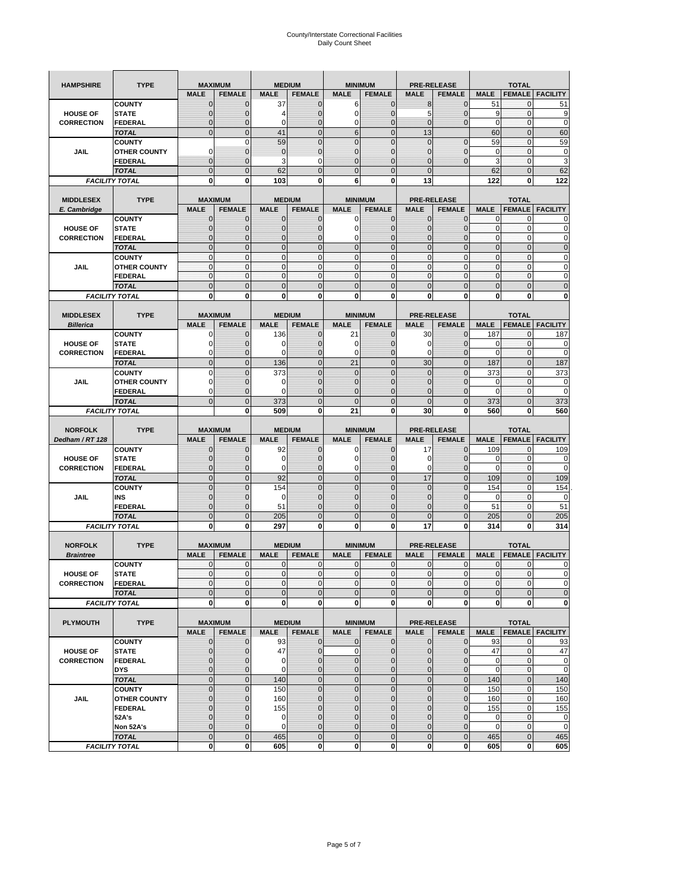# County/Interstate Correctional Facilities
## Daily Count Sheet

| HAMPSHIRE | TYPE | MAXIMUM | | MEDIUM | | MINIMUM | | PRE-RELEASE | | TOTAL | | |
|---|---|---|---|---|---|---|---|---|---|---|---|---|
| | | MALE | FEMALE | MALE | FEMALE | MALE | FEMALE | MALE | FEMALE | MALE | FEMALE | FACILITY |
| HOUSE OF CORRECTION | COUNTY | 0 | 0 | 37 | 0 | 6 | 0 | 8 | 0 | 51 | 0 | 51 |
| | STATE | 0 | 0 | 4 | 0 | 0 | 0 | 5 | 0 | 9 | 0 | 9 |
| | FEDERAL | 0 | 0 | 0 | 0 | 0 | 0 | 0 | 0 | 0 | 0 | 0 |
| | TOTAL | 0 | 0 | 41 | 0 | 6 | 0 | 13 | | 60 | 0 | 60 |
| JAIL | COUNTY | | 0 | 59 | 0 | 0 | 0 | 0 | 0 | 59 | 0 | 59 |
| | OTHER COUNTY | 0 | 0 | 0 | 0 | 0 | 0 | 0 | 0 | 0 | 0 | 0 |
| | FEDERAL | 0 | 0 | 3 | 0 | 0 | 0 | 0 | 0 | 3 | 0 | 3 |
| | TOTAL | 0 | 0 | 62 | 0 | 0 | 0 | 0 | | 62 | 0 | 62 |
| FACILITY TOTAL | | 0 | 0 | 103 | 0 | 6 | 0 | 13 | | 122 | 0 | 122 |

| MIDDLESEX E. Cambridge | TYPE | MAXIMUM | | MEDIUM | | MINIMUM | | PRE-RELEASE | | TOTAL | | |
|---|---|---|---|---|---|---|---|---|---|---|---|---|
| | | MALE | FEMALE | MALE | FEMALE | MALE | FEMALE | MALE | FEMALE | MALE | FEMALE | FACILITY |
| HOUSE OF CORRECTION | COUNTY | 0 | 0 | 0 | 0 | 0 | 0 | 0 | 0 | 0 | 0 | 0 |
| | STATE | 0 | 0 | 0 | 0 | 0 | 0 | 0 | 0 | 0 | 0 | 0 |
| | FEDERAL | 0 | 0 | 0 | 0 | 0 | 0 | 0 | 0 | 0 | 0 | 0 |
| | TOTAL | 0 | 0 | 0 | 0 | 0 | 0 | 0 | 0 | 0 | 0 | 0 |
| JAIL | COUNTY | 0 | 0 | 0 | 0 | 0 | 0 | 0 | 0 | 0 | 0 | 0 |
| | OTHER COUNTY | 0 | 0 | 0 | 0 | 0 | 0 | 0 | 0 | 0 | 0 | 0 |
| | FEDERAL | 0 | 0 | 0 | 0 | 0 | 0 | 0 | 0 | 0 | 0 | 0 |
| | TOTAL | 0 | 0 | 0 | 0 | 0 | 0 | 0 | 0 | 0 | 0 | 0 |
| FACILITY TOTAL | | 0 | 0 | 0 | 0 | 0 | 0 | 0 | 0 | 0 | 0 | 0 |

| MIDDLESEX Billerica | TYPE | MAXIMUM | | MEDIUM | | MINIMUM | | PRE-RELEASE | | TOTAL | | |
|---|---|---|---|---|---|---|---|---|---|---|---|---|
| | | MALE | FEMALE | MALE | FEMALE | MALE | FEMALE | MALE | FEMALE | MALE | FEMALE | FACILITY |
| HOUSE OF CORRECTION | COUNTY | 0 | 0 | 136 | 0 | 21 | 0 | 30 | 0 | 187 | 0 | 187 |
| | STATE | 0 | 0 | 0 | 0 | 0 | 0 | 0 | 0 | 0 | 0 | 0 |
| | FEDERAL | 0 | 0 | 0 | 0 | 0 | 0 | 0 | 0 | 0 | 0 | 0 |
| | TOTAL | 0 | 0 | 136 | 0 | 21 | 0 | 30 | 0 | 187 | 0 | 187 |
| JAIL | COUNTY | 0 | 0 | 373 | 0 | 0 | 0 | 0 | 0 | 373 | 0 | 373 |
| | OTHER COUNTY | 0 | 0 | 0 | 0 | 0 | 0 | 0 | 0 | 0 | 0 | 0 |
| | FEDERAL | 0 | 0 | 0 | 0 | 0 | 0 | 0 | 0 | 0 | 0 | 0 |
| | TOTAL | 0 | 0 | 373 | 0 | 0 | 0 | 0 | 0 | 373 | 0 | 373 |
| FACILITY TOTAL | | | 0 | 509 | 0 | 21 | 0 | 30 | 0 | 560 | 0 | 560 |

| NORFOLK Dedham / RT 128 | TYPE | MAXIMUM | | MEDIUM | | MINIMUM | | PRE-RELEASE | | TOTAL | | |
|---|---|---|---|---|---|---|---|---|---|---|---|---|
| | | MALE | FEMALE | MALE | FEMALE | MALE | FEMALE | MALE | FEMALE | MALE | FEMALE | FACILITY |
| HOUSE OF CORRECTION | COUNTY | 0 | 0 | 92 | 0 | 0 | 0 | 17 | 0 | 109 | 0 | 109 |
| | STATE | 0 | 0 | 0 | 0 | 0 | 0 | 0 | 0 | 0 | 0 | 0 |
| | FEDERAL | 0 | 0 | 0 | 0 | 0 | 0 | 0 | 0 | 0 | 0 | 0 |
| | TOTAL | 0 | 0 | 92 | 0 | 0 | 0 | 17 | 0 | 109 | 0 | 109 |
| JAIL | COUNTY | 0 | 0 | 154 | 0 | 0 | 0 | 0 | 0 | 154 | 0 | 154 |
| | INS | 0 | 0 | 0 | 0 | 0 | 0 | 0 | 0 | 0 | 0 | 0 |
| | FEDERAL | 0 | 0 | 51 | 0 | 0 | 0 | 0 | 0 | 51 | 0 | 51 |
| | TOTAL | 0 | 0 | 205 | 0 | 0 | 0 | 0 | 0 | 205 | 0 | 205 |
| FACILITY TOTAL | | 0 | 0 | 297 | 0 | 0 | 0 | 17 | 0 | 314 | 0 | 314 |

| NORFOLK Braintree | TYPE | MAXIMUM | | MEDIUM | | MINIMUM | | PRE-RELEASE | | TOTAL | | |
|---|---|---|---|---|---|---|---|---|---|---|---|---|
| | | MALE | FEMALE | MALE | FEMALE | MALE | FEMALE | MALE | FEMALE | MALE | FEMALE | FACILITY |
| HOUSE OF CORRECTION | COUNTY | 0 | 0 | 0 | 0 | 0 | 0 | 0 | 0 | 0 | 0 | 0 |
| | STATE | 0 | 0 | 0 | 0 | 0 | 0 | 0 | 0 | 0 | 0 | 0 |
| | FEDERAL | 0 | 0 | 0 | 0 | 0 | 0 | 0 | 0 | 0 | 0 | 0 |
| | TOTAL | 0 | 0 | 0 | 0 | 0 | 0 | 0 | 0 | 0 | 0 | 0 |
| FACILITY TOTAL | | 0 | 0 | 0 | 0 | 0 | 0 | 0 | 0 | 0 | 0 | 0 |

| PLYMOUTH | TYPE | MAXIMUM | | MEDIUM | | MINIMUM | | PRE-RELEASE | | TOTAL | | |
|---|---|---|---|---|---|---|---|---|---|---|---|---|
| | | MALE | FEMALE | MALE | FEMALE | MALE | FEMALE | MALE | FEMALE | MALE | FEMALE | FACILITY |
| HOUSE OF CORRECTION | COUNTY | 0 | 0 | 93 | 0 | 0 | 0 | 0 | 0 | 93 | 0 | 93 |
| | STATE | 0 | 0 | 47 | 0 | 0 | 0 | 0 | 0 | 47 | 0 | 47 |
| | FEDERAL | 0 | 0 | 0 | 0 | 0 | 0 | 0 | 0 | 0 | 0 | 0 |
| | DYS | 0 | 0 | 0 | 0 | 0 | 0 | 0 | 0 | 0 | 0 | 0 |
| | TOTAL | 0 | 0 | 140 | 0 | 0 | 0 | 0 | 0 | 140 | 0 | 140 |
| JAIL | COUNTY | 0 | 0 | 150 | 0 | 0 | 0 | 0 | 0 | 150 | 0 | 150 |
| | OTHER COUNTY | 0 | 0 | 160 | 0 | 0 | 0 | 0 | 0 | 160 | 0 | 160 |
| | FEDERAL | 0 | 0 | 155 | 0 | 0 | 0 | 0 | 0 | 155 | 0 | 155 |
| | 52A's | 0 | 0 | 0 | 0 | 0 | 0 | 0 | 0 | 0 | 0 | 0 |
| | Non 52A's | 0 | 0 | 0 | 0 | 0 | 0 | 0 | 0 | 0 | 0 | 0 |
| | TOTAL | 0 | 0 | 465 | 0 | 0 | 0 | 0 | 0 | 465 | 0 | 465 |
| FACILITY TOTAL | | 0 | 0 | 605 | 0 | 0 | 0 | 0 | 0 | 605 | 0 | 605 |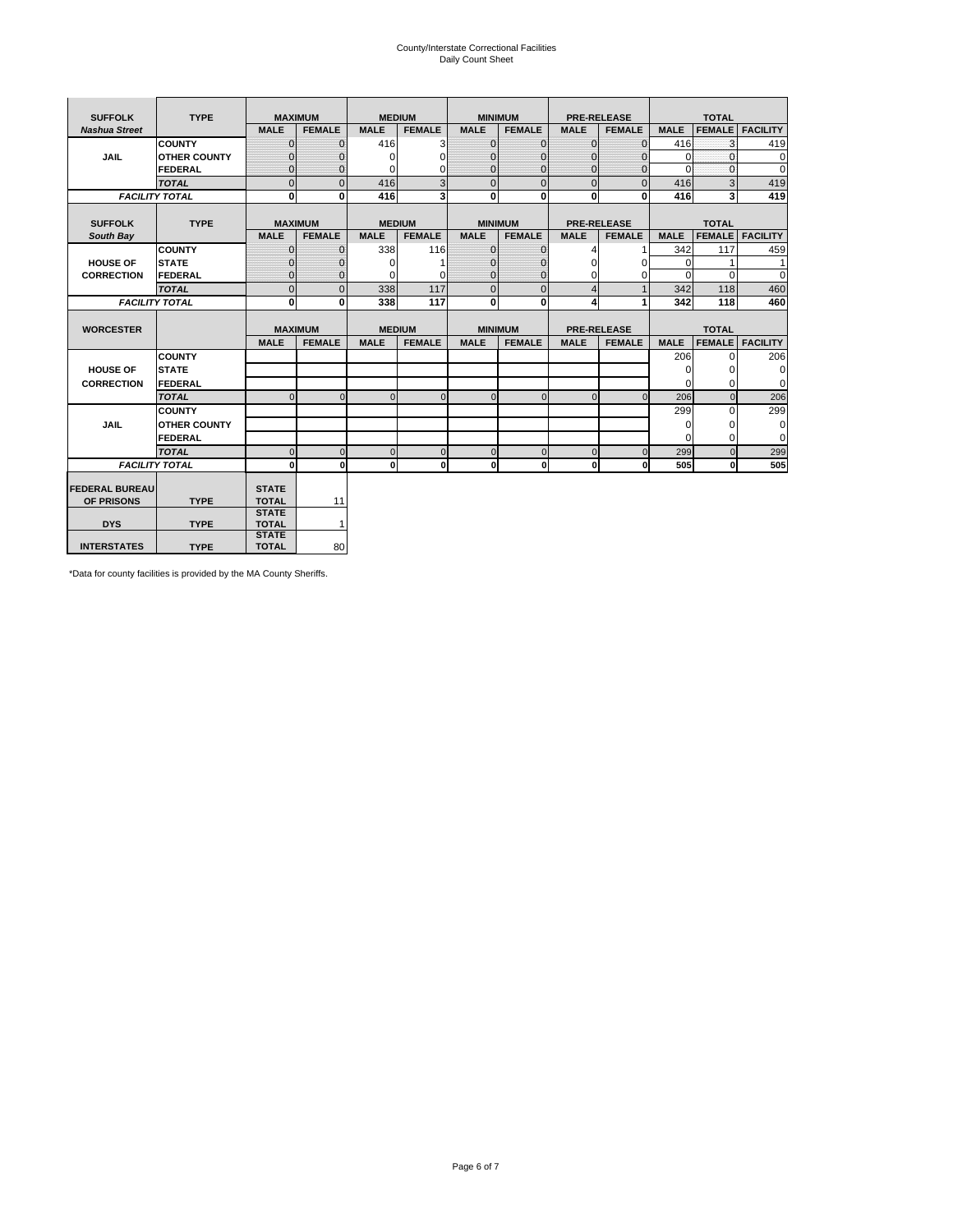# County/Interstate Correctional Facilities
## Daily Count Sheet

| SUFFOLK | TYPE | MAXIMUM | | MEDIUM | | MINIMUM | | PRE-RELEASE | | TOTAL | | |
|---|---|---|---|---|---|---|---|---|---|---|---|---|
| *Nashua Street* | | MALE | FEMALE | MALE | FEMALE | MALE | FEMALE | MALE | FEMALE | MALE | FEMALE | FACILITY |
| JAIL | COUNTY | 0 | 0 | 416 | 3 | 0 | 0 | 0 | 0 | 416 | 3 | 419 |
| | OTHER COUNTY | 0 | 0 | 0 | 0 | 0 | 0 | 0 | 0 | 0 | 0 | 0 |
| | FEDERAL | 0 | 0 | 0 | 0 | 0 | 0 | 0 | 0 | 0 | 0 | 0 |
| | *TOTAL* | 0 | 0 | 416 | 3 | 0 | 0 | 0 | 0 | 416 | 3 | 419 |
| *FACILITY TOTAL* | | 0 | 0 | 416 | 3 | 0 | 0 | 0 | 0 | 416 | 3 | 419 |

| SUFFOLK | TYPE | MAXIMUM | | MEDIUM | | MINIMUM | | PRE-RELEASE | | TOTAL | | |
|---|---|---|---|---|---|---|---|---|---|---|---|---|
| *South Bay* | | MALE | FEMALE | MALE | FEMALE | MALE | FEMALE | MALE | FEMALE | MALE | FEMALE | FACILITY |
| HOUSE OF CORRECTION | COUNTY | 0 | 0 | 338 | 116 | 0 | 0 | 4 | 1 | 342 | 117 | 459 |
| | STATE | 0 | 0 | 0 | 1 | 0 | 0 | 0 | 0 | 0 | 1 | 1 |
| | FEDERAL | 0 | 0 | 0 | 0 | 0 | 0 | 0 | 0 | 0 | 0 | 0 |
| | *TOTAL* | 0 | 0 | 338 | 117 | 0 | 0 | 4 | 1 | 342 | 118 | 460 |
| *FACILITY TOTAL* | | 0 | 0 | 338 | 117 | 0 | 0 | 4 | 1 | 342 | 118 | 460 |

| WORCESTER | | MAXIMUM | | MEDIUM | | MINIMUM | | PRE-RELEASE | | TOTAL | | |
|---|---|---|---|---|---|---|---|---|---|---|---|---|
| | | MALE | FEMALE | MALE | FEMALE | MALE | FEMALE | MALE | FEMALE | MALE | FEMALE | FACILITY |
| HOUSE OF CORRECTION | COUNTY | | | | | | | | | 206 | 0 | 206 |
| | STATE | | | | | | | | | 0 | 0 | 0 |
| | FEDERAL | | | | | | | | | 0 | 0 | 0 |
| | *TOTAL* | 0 | 0 | 0 | 0 | 0 | 0 | 0 | 0 | 206 | 0 | 206 |
| JAIL | COUNTY | | | | | | | | | 299 | 0 | 299 |
| | OTHER COUNTY | | | | | | | | | 0 | 0 | 0 |
| | FEDERAL | | | | | | | | | 0 | 0 | 0 |
| | *TOTAL* | 0 | 0 | 0 | 0 | 0 | 0 | 0 | 0 | 299 | 0 | 299 |
| *FACILITY TOTAL* | | 0 | 0 | 0 | 0 | 0 | 0 | 0 | 0 | 505 | 0 | 505 |

| | | | |
|---|---|---|---|
| FEDERAL BUREAU OF PRISONS | TYPE | STATE TOTAL | 11 |
| DYS | TYPE | STATE TOTAL | 1 |
| INTERSTATES | TYPE | STATE TOTAL | 80 |

*Data for county facilities is provided by the MA County Sheriffs.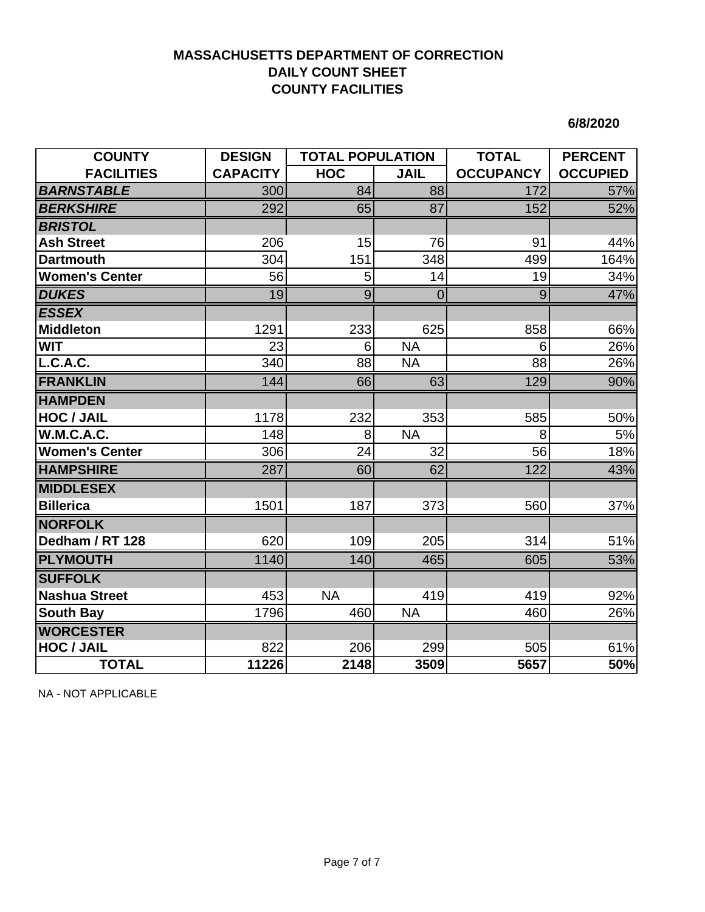# MASSACHUSETTS DEPARTMENT OF CORRECTION
## DAILY COUNT SHEET
## COUNTY FACILITIES

**6/8/2020**

| COUNTY FACILITIES | DESIGN CAPACITY | TOTAL POPULATION | | TOTAL OCCUPANCY | PERCENT OCCUPIED |
|---|---|---|---|---|---|
| | | HOC | JAIL | | |
| ***BARNSTABLE*** | 300 | 84 | 88 | 172 | 57% |
| ***BERKSHIRE*** | 292 | 65 | 87 | 152 | 52% |
| ***BRISTOL*** | | | | | |
| **Ash Street** | 206 | 15 | 76 | 91 | 44% |
| **Dartmouth** | 304 | 151 | 348 | 499 | 164% |
| **Women's Center** | 56 | 5 | 14 | 19 | 34% |
| ***DUKES*** | 19 | 9 | 0 | 9 | 47% |
| ***ESSEX*** | | | | | |
| **Middleton** | 1291 | 233 | 625 | 858 | 66% |
| **WIT** | 23 | 6 | NA | 6 | 26% |
| **L.C.A.C.** | 340 | 88 | NA | 88 | 26% |
| **FRANKLIN** | 144 | 66 | 63 | 129 | 90% |
| **HAMPDEN** | | | | | |
| **HOC / JAIL** | 1178 | 232 | 353 | 585 | 50% |
| **W.M.C.A.C.** | 148 | 8 | NA | 8 | 5% |
| **Women's Center** | 306 | 24 | 32 | 56 | 18% |
| **HAMPSHIRE** | 287 | 60 | 62 | 122 | 43% |
| **MIDDLESEX** | | | | | |
| **Billerica** | 1501 | 187 | 373 | 560 | 37% |
| **NORFOLK** | | | | | |
| **Dedham / RT 128** | 620 | 109 | 205 | 314 | 51% |
| **PLYMOUTH** | 1140 | 140 | 465 | 605 | 53% |
| **SUFFOLK** | | | | | |
| **Nashua Street** | 453 | NA | 419 | 419 | 92% |
| **South Bay** | 1796 | 460 | NA | 460 | 26% |
| **WORCESTER** | | | | | |
| **HOC / JAIL** | 822 | 206 | 299 | 505 | 61% |
| **TOTAL** | **11226** | **2148** | **3509** | **5657** | **50%** |

NA - NOT APPLICABLE